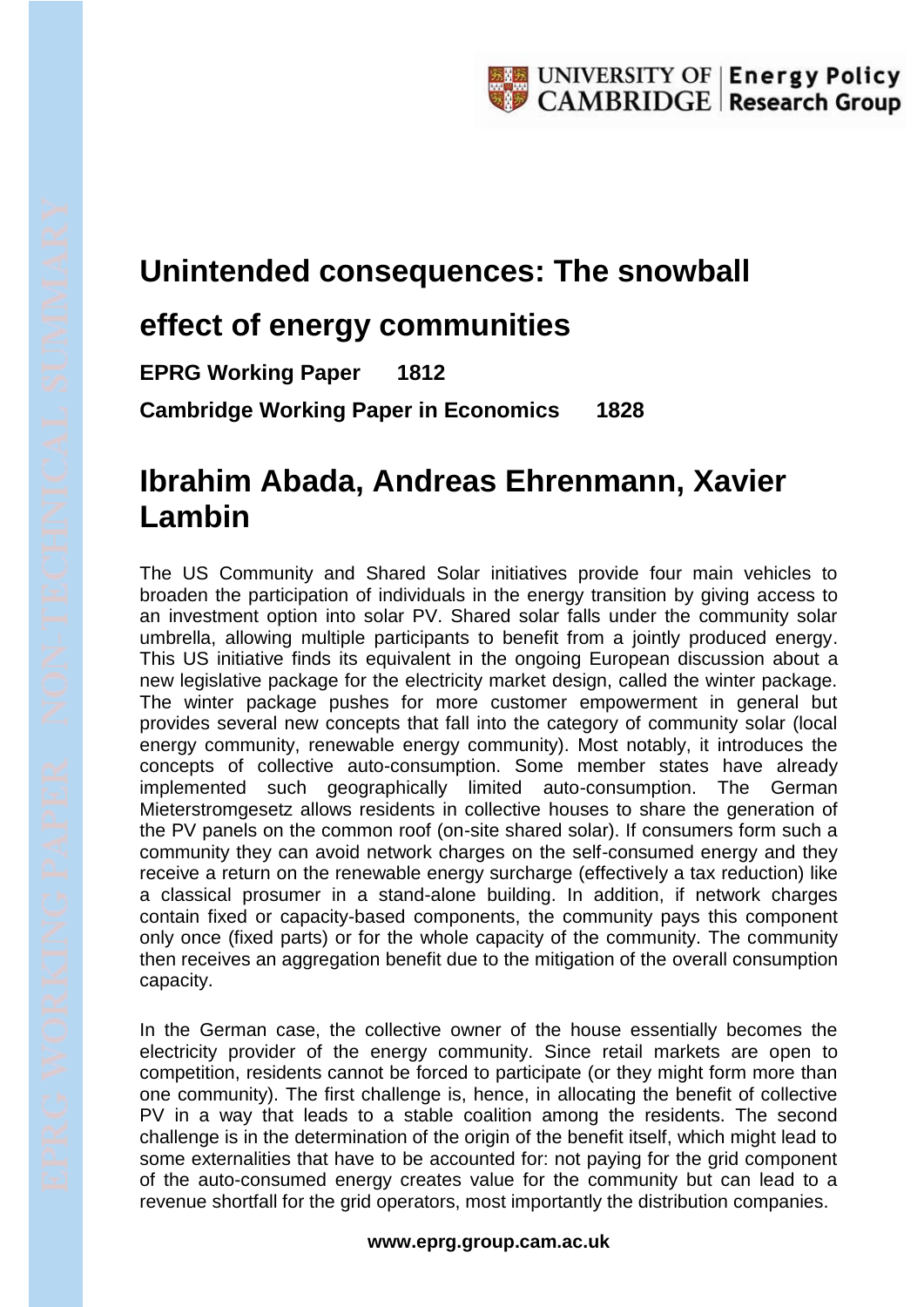# Unintended consequences: The snowball effect of energy communities

**EPRG Working Paper 1812**

**Cambridge Working Paper in Economics 1828**

## Ibrahim Abada, Andreas Ehrenmann, Xavier Lambin

The US Community and Shared Solar initiatives provide four main vehicles to broaden the participation of individuals in the energy transition by giving access to an investment option into solar PV. Shared solar falls under the community solar umbrella, allowing multiple participants to benefit from a jointly produced energy. This US initiative finds its equivalent in the ongoing European discussion about a new legislative package for the electricity market design, called the winter package. The winter package pushes for more customer empowerment in general but provides several new concepts that fall into the category of community solar (local energy community, renewable energy community). Most notably, it introduces the concepts of collective auto-consumption. Some member states have already implemented such geographically limited auto-consumption. The German Mieterstromgesetz allows residents in collective houses to share the generation of the PV panels on the common roof (on-site shared solar). If consumers form such a community they can avoid network charges on the self-consumed energy and they receive a return on the renewable energy surcharge (effectively a tax reduction) like a classical prosumer in a stand-alone building. In addition, if network charges contain fixed or capacity-based components, the community pays this component only once (fixed parts) or for the whole capacity of the community. The community then receives an aggregation benefit due to the mitigation of the overall consumption capacity.

In the German case, the collective owner of the house essentially becomes the electricity provider of the energy community. Since retail markets are open to competition, residents cannot be forced to participate (or they might form more than one community). The first challenge is, hence, in allocating the benefit of collective PV in a way that leads to a stable coalition among the residents. The second challenge is in the determination of the origin of the benefit itself, which might lead to some externalities that have to be accounted for: not paying for the grid component of the auto-consumed energy creates value for the community but can lead to a revenue shortfall for the grid operators, most importantly the distribution companies.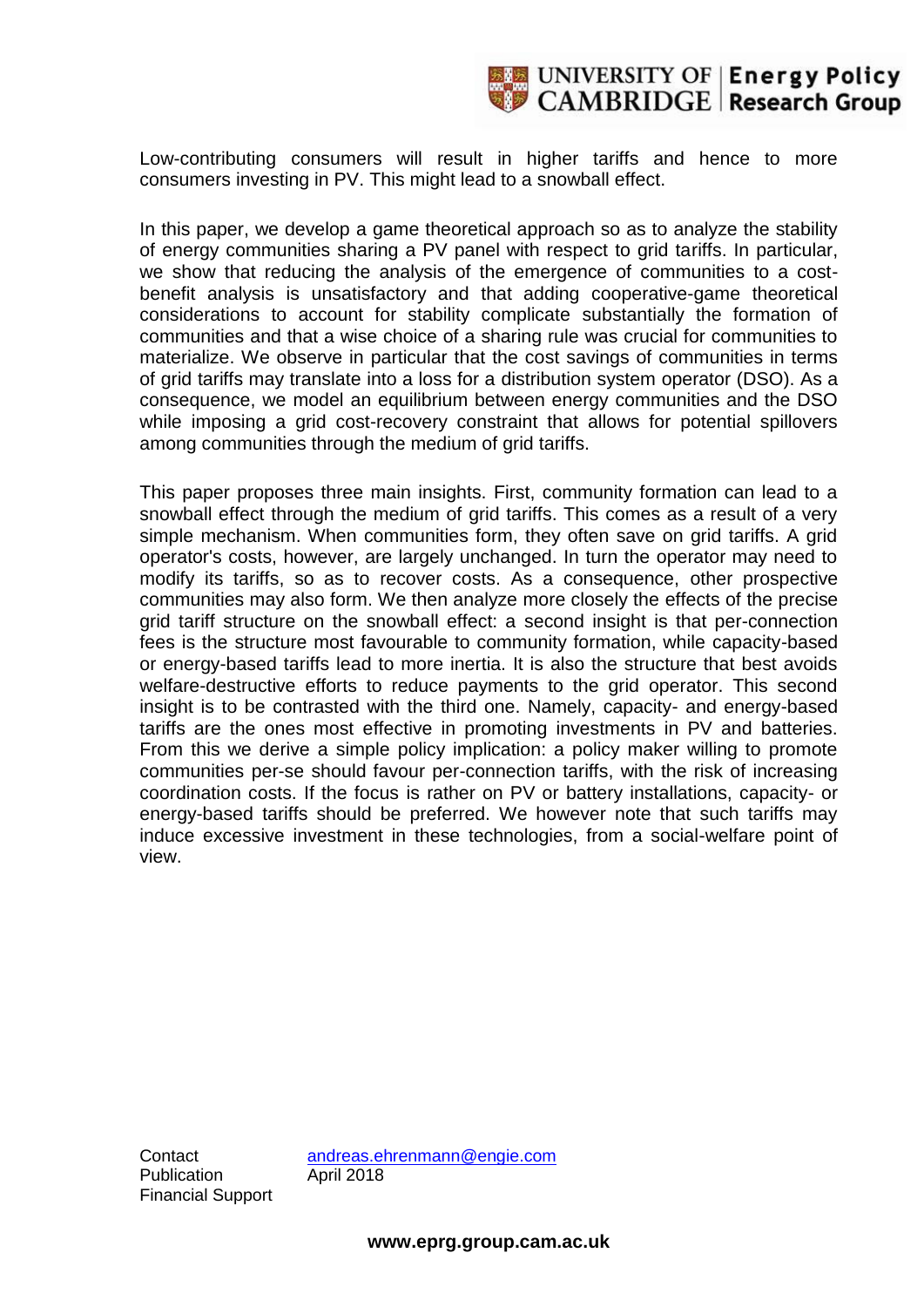Low-contributing consumers will result in higher tariffs and hence to more consumers investing in PV. This might lead to a snowball effect.

In this paper, we develop a game theoretical approach so as to analyze the stability of energy communities sharing a PV panel with respect to grid tariffs. In particular, we show that reducing the analysis of the emergence of communities to a cost-benefit analysis is unsatisfactory and that adding cooperative-game theoretical considerations to account for stability complicate substantially the formation of communities and that a wise choice of a sharing rule was crucial for communities to materialize. We observe in particular that the cost savings of communities in terms of grid tariffs may translate into a loss for a distribution system operator (DSO). As a consequence, we model an equilibrium between energy communities and the DSO while imposing a grid cost-recovery constraint that allows for potential spillovers among communities through the medium of grid tariffs.

This paper proposes three main insights. First, community formation can lead to a snowball effect through the medium of grid tariffs. This comes as a result of a very simple mechanism. When communities form, they often save on grid tariffs. A grid operator's costs, however, are largely unchanged. In turn the operator may need to modify its tariffs, so as to recover costs. As a consequence, other prospective communities may also form. We then analyze more closely the effects of the precise grid tariff structure on the snowball effect: a second insight is that per-connection fees is the structure most favourable to community formation, while capacity-based or energy-based tariffs lead to more inertia. It is also the structure that best avoids welfare-destructive efforts to reduce payments to the grid operator. This second insight is to be contrasted with the third one. Namely, capacity- and energy-based tariffs are the ones most effective in promoting investments in PV and batteries. From this we derive a simple policy implication: a policy maker willing to promote communities per-se should favour per-connection tariffs, with the risk of increasing coordination costs. If the focus is rather on PV or battery installations, capacity- or energy-based tariffs should be preferred. We however note that such tariffs may induce excessive investment in these technologies, from a social-welfare point of view.

| | |
|---|---|
| Contact | andreas.ehrenmann@engie.com |
| Publication | April 2018 |
| Financial Support | |